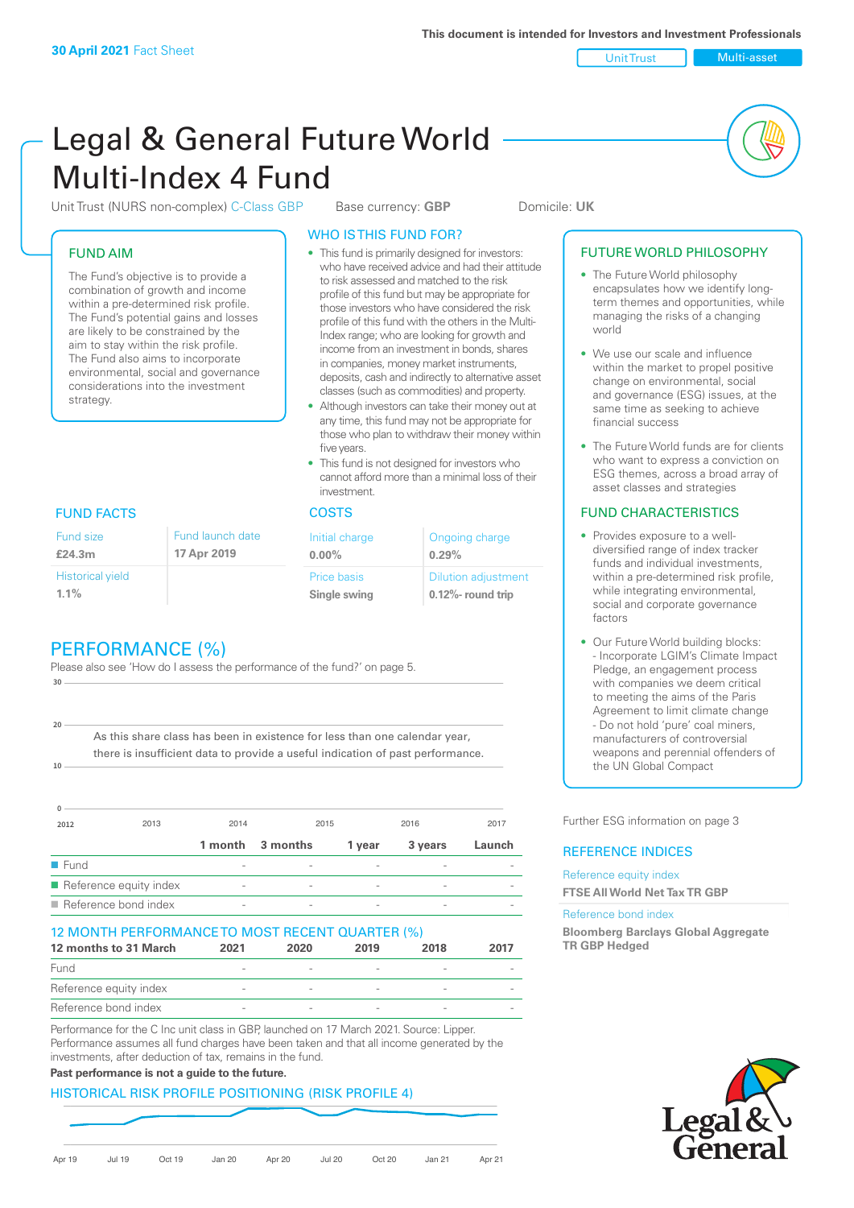This document is intended for Investors and Investment Professionals

**30 April 2021** Fact Sheet

Unit Trust | Multi-asset

# Legal & General Future World Multi-Index 4 Fund

Unit Trust (NURS non-complex) C-Class GBP    Base currency: **GBP**    Domicile: **UK**

## FUND AIM

The Fund's objective is to provide a combination of growth and income within a pre-determined risk profile. The Fund's potential gains and losses are likely to be constrained by the aim to stay within the risk profile. The Fund also aims to incorporate environmental, social and governance considerations into the investment strategy.

## WHO IS THIS FUND FOR?

- This fund is primarily designed for investors: who have received advice and had their attitude to risk assessed and matched to the risk profile of this fund but may be appropriate for those investors who have considered the risk profile of this fund with the others in the Multi-Index range; who are looking for growth and income from an investment in bonds, shares in companies, money market instruments, deposits, cash and indirectly to alternative asset classes (such as commodities) and property.
- Although investors can take their money out at any time, this fund may not be appropriate for those who plan to withdraw their money within five years.
- This fund is not designed for investors who cannot afford more than a minimal loss of their investment.

## FUTURE WORLD PHILOSOPHY

- The Future World philosophy encapsulates how we identify long-term themes and opportunities, while managing the risks of a changing world
- We use our scale and influence within the market to propel positive change on environmental, social and governance (ESG) issues, at the same time as seeking to achieve financial success
- The Future World funds are for clients who want to express a conviction on ESG themes, across a broad array of asset classes and strategies

## FUND FACTS

| Fund size | Fund launch date |
|---|---|
| **£24.3m** | **17 Apr 2019** |
| Historical yield | |
| **1.1%** | |

## COSTS

| Initial charge | Ongoing charge |
|---|---|
| **0.00%** | **0.29%** |
| Price basis | Dilution adjustment |
| **Single swing** | **0.12%- round trip** |

## FUND CHARACTERISTICS

- Provides exposure to a well-diversified range of index tracker funds and individual investments, within a pre-determined risk profile, while integrating environmental, social and corporate governance factors
- Our Future World building blocks:
  - Incorporate LGIM's Climate Impact Pledge, an engagement process with companies we deem critical to meeting the aims of the Paris Agreement to limit climate change
  - Do not hold 'pure' coal miners, manufacturers of controversial weapons and perennial offenders of the UN Global Compact

Further ESG information on page 3

## PERFORMANCE (%)

Please also see 'How do I assess the performance of the fund?' on page 5.

As this share class has been in existence for less than one calendar year, there is insufficient data to provide a useful indication of past performance.

| | 1 month | 3 months | 1 year | 3 years | Launch |
|---|---|---|---|---|---|
| Fund | - | - | - | - | - |
| Reference equity index | - | - | - | - | - |
| Reference bond index | - | - | - | - | - |

## 12 MONTH PERFORMANCE TO MOST RECENT QUARTER (%)

| 12 months to 31 March | 2021 | 2020 | 2019 | 2018 | 2017 |
|---|---|---|---|---|---|
| Fund | - | - | - | - | - |
| Reference equity index | - | - | - | - | - |
| Reference bond index | - | - | - | - | - |

Performance for the C Inc unit class in GBP, launched on 17 March 2021. Source: Lipper. Performance assumes all fund charges have been taken and that all income generated by the investments, after deduction of tax, remains in the fund.

**Past performance is not a guide to the future.**

## REFERENCE INDICES

Reference equity index
**FTSE All World Net Tax TR GBP**

Reference bond index
**Bloomberg Barclays Global Aggregate TR GBP Hedged**

## HISTORICAL RISK PROFILE POSITIONING (RISK PROFILE 4)

Apr 19 | Jul 19 | Oct 19 | Jan 20 | Apr 20 | Jul 20 | Oct 20 | Jan 21 | Apr 21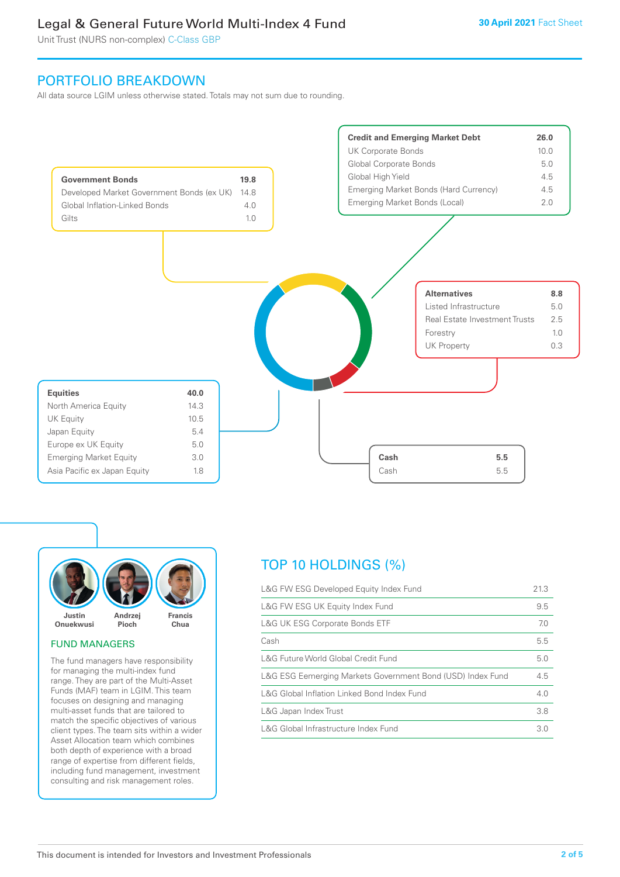## PORTFOLIO BREAKDOWN

All data source LGIM unless otherwise stated. Totals may not sum due to rounding.

| Government Bonds | 19.8 |
|---|---|
| Developed Market Government Bonds (ex UK) | 14.8 |
| Global Inflation-Linked Bonds | 4.0 |
| Gilts | 1.0 |

| Credit and Emerging Market Debt | 26.0 |
|---|---|
| UK Corporate Bonds | 10.0 |
| Global Corporate Bonds | 5.0 |
| Global High Yield | 4.5 |
| Emerging Market Bonds (Hard Currency) | 4.5 |
| Emerging Market Bonds (Local) | 2.0 |

| Alternatives | 8.8 |
|---|---|
| Listed Infrastructure | 5.0 |
| Real Estate Investment Trusts | 2.5 |
| Forestry | 1.0 |
| UK Property | 0.3 |

| Equities | 40.0 |
|---|---|
| North America Equity | 14.3 |
| UK Equity | 10.5 |
| Japan Equity | 5.4 |
| Europe ex UK Equity | 5.0 |
| Emerging Market Equity | 3.0 |
| Asia Pacific ex Japan Equity | 1.8 |

| Cash | 5.5 |
|---|---|
| Cash | 5.5 |

Justin Onuekwusi | Andrzej Pioch | Francis Chua

### FUND MANAGERS

The fund managers have responsibility for managing the multi-index fund range. They are part of the Multi-Asset Funds (MAF) team in LGIM. This team focuses on designing and managing multi-asset funds that are tailored to match the specific objectives of various client types. The team sits within a wider Asset Allocation team which combines both depth of experience with a broad range of expertise from different fields, including fund management, investment consulting and risk management roles.

## TOP 10 HOLDINGS (%)

| Holding | % |
|---|---|
| L&G FW ESG Developed Equity Index Fund | 21.3 |
| L&G FW ESG UK Equity Index Fund | 9.5 |
| L&G UK ESG Corporate Bonds ETF | 7.0 |
| Cash | 5.5 |
| L&G Future World Global Credit Fund | 5.0 |
| L&G ESG Eemerging Markets Government Bond (USD) Index Fund | 4.5 |
| L&G Global Inflation Linked Bond Index Fund | 4.0 |
| L&G Japan Index Trust | 3.8 |
| L&G Global Infrastructure Index Fund | 3.0 |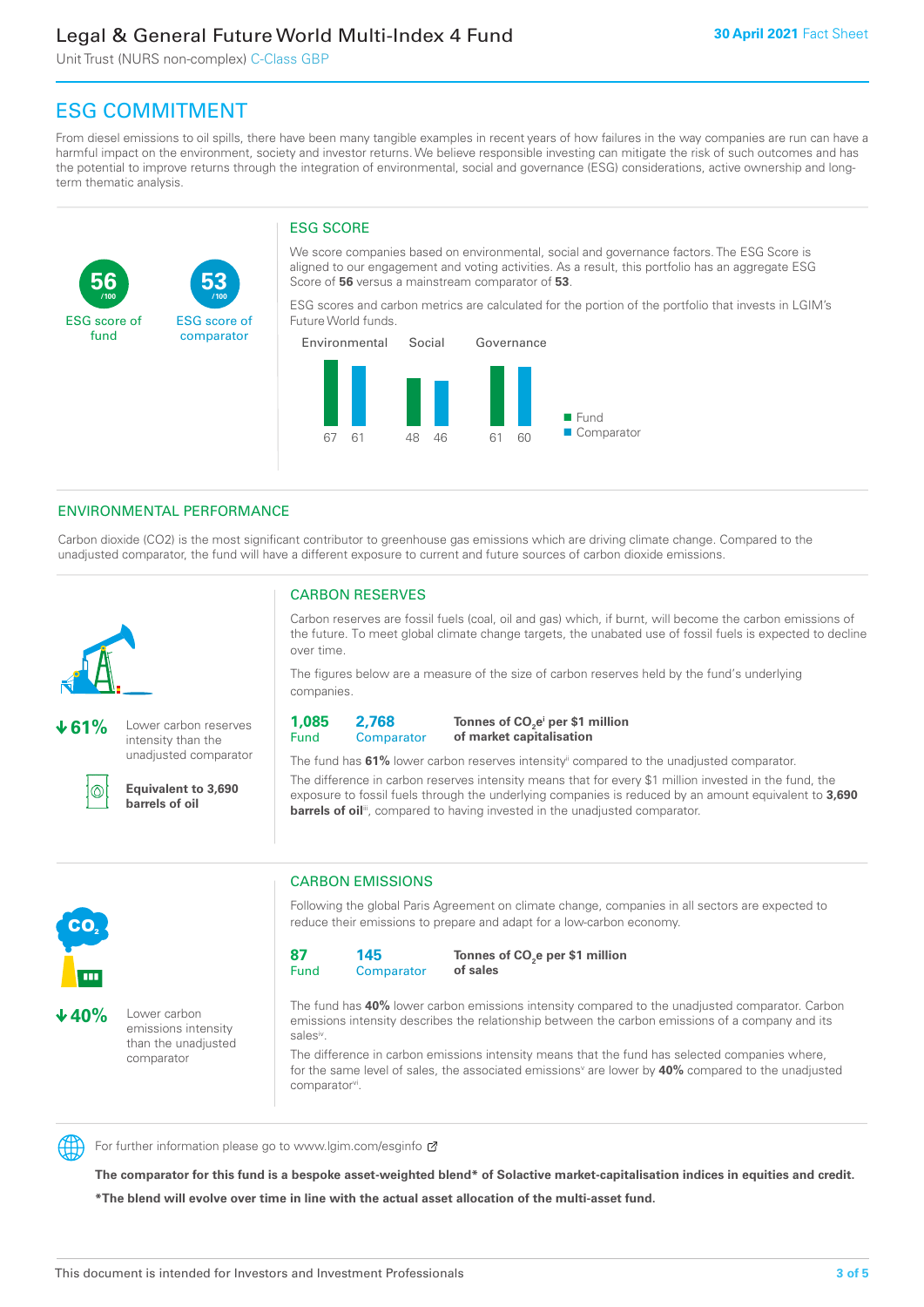## ESG COMMITMENT

From diesel emissions to oil spills, there have been many tangible examples in recent years of how failures in the way companies are run can have a harmful impact on the environment, society and investor returns. We believe responsible investing can mitigate the risk of such outcomes and has the potential to improve returns through the integration of environmental, social and governance (ESG) considerations, active ownership and long-term thematic analysis.

**56** /100 ESG score of fund

**53** /100 ESG score of comparator

### ESG SCORE

We score companies based on environmental, social and governance factors. The ESG Score is aligned to our engagement and voting activities. As a result, this portfolio has an aggregate ESG Score of **56** versus a mainstream comparator of **53**.

ESG scores and carbon metrics are calculated for the portion of the portfolio that invests in LGIM's Future World funds.

| | Environmental | Social | Governance |
|---|---|---|---|
| Fund | 67 | 48 | 61 |
| Comparator | 61 | 46 | 60 |

### ENVIRONMENTAL PERFORMANCE

Carbon dioxide (CO2) is the most significant contributor to greenhouse gas emissions which are driving climate change. Compared to the unadjusted comparator, the fund will have a different exposure to current and future sources of carbon dioxide emissions.

**↓61%** Lower carbon reserves intensity than the unadjusted comparator

**Equivalent to 3,690 barrels of oil**

### CARBON RESERVES

Carbon reserves are fossil fuels (coal, oil and gas) which, if burnt, will become the carbon emissions of the future. To meet global climate change targets, the unabated use of fossil fuels is expected to decline over time.

The figures below are a measure of the size of carbon reserves held by the fund's underlying companies.

| 1,085 Fund | 2,768 Comparator | **Tonnes of $CO_2e$[i] per $1 million of market capitalisation** |
|---|---|---|

The fund has **61%** lower carbon reserves intensity[ii] compared to the unadjusted comparator.

The difference in carbon reserves intensity means that for every $1 million invested in the fund, the exposure to fossil fuels through the underlying companies is reduced by an amount equivalent to **3,690 barrels of oil**[iii], compared to having invested in the unadjusted comparator.

**↓40%** Lower carbon emissions intensity than the unadjusted comparator

### CARBON EMISSIONS

Following the global Paris Agreement on climate change, companies in all sectors are expected to reduce their emissions to prepare and adapt for a low-carbon economy.

| 87 Fund | 145 Comparator | **Tonnes of $CO_2e$ per $1 million of sales** |
|---|---|---|

The fund has **40%** lower carbon emissions intensity compared to the unadjusted comparator. Carbon emissions intensity describes the relationship between the carbon emissions of a company and its sales[iv].

The difference in carbon emissions intensity means that the fund has selected companies where, for the same level of sales, the associated emissions[v] are lower by **40%** compared to the unadjusted comparator[vi].

For further information please go to www.lgim.com/esginfo

**The comparator for this fund is a bespoke asset-weighted blend* of Solactive market-capitalisation indices in equities and credit.**

**\*The blend will evolve over time in line with the actual asset allocation of the multi-asset fund.**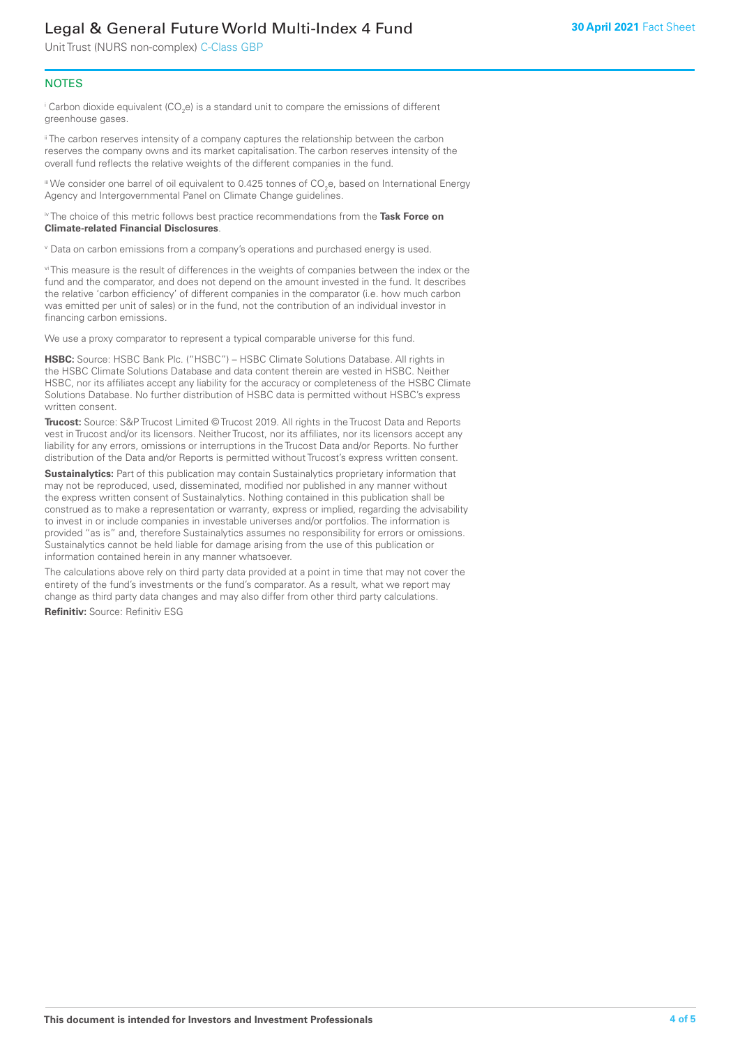## NOTES

[i] Carbon dioxide equivalent ($CO_2e$) is a standard unit to compare the emissions of different greenhouse gases.

[ii] The carbon reserves intensity of a company captures the relationship between the carbon reserves the company owns and its market capitalisation. The carbon reserves intensity of the overall fund reflects the relative weights of the different companies in the fund.

[iii] We consider one barrel of oil equivalent to 0.425 tonnes of $CO_2e$, based on International Energy Agency and Intergovernmental Panel on Climate Change guidelines.

[iv] The choice of this metric follows best practice recommendations from the **Task Force on Climate-related Financial Disclosures**.

[v] Data on carbon emissions from a company's operations and purchased energy is used.

[vi] This measure is the result of differences in the weights of companies between the index or the fund and the comparator, and does not depend on the amount invested in the fund. It describes the relative 'carbon efficiency' of different companies in the comparator (i.e. how much carbon was emitted per unit of sales) or in the fund, not the contribution of an individual investor in financing carbon emissions.

We use a proxy comparator to represent a typical comparable universe for this fund.

**HSBC:** Source: HSBC Bank Plc. ("HSBC") – HSBC Climate Solutions Database. All rights in the HSBC Climate Solutions Database and data content therein are vested in HSBC. Neither HSBC, nor its affiliates accept any liability for the accuracy or completeness of the HSBC Climate Solutions Database. No further distribution of HSBC data is permitted without HSBC's express written consent.

**Trucost:** Source: S&P Trucost Limited © Trucost 2019. All rights in the Trucost Data and Reports vest in Trucost and/or its licensors. Neither Trucost, nor its affiliates, nor its licensors accept any liability for any errors, omissions or interruptions in the Trucost Data and/or Reports. No further distribution of the Data and/or Reports is permitted without Trucost's express written consent.

**Sustainalytics:** Part of this publication may contain Sustainalytics proprietary information that may not be reproduced, used, disseminated, modified nor published in any manner without the express written consent of Sustainalytics. Nothing contained in this publication shall be construed as to make a representation or warranty, express or implied, regarding the advisability to invest in or include companies in investable universes and/or portfolios. The information is provided "as is" and, therefore Sustainalytics assumes no responsibility for errors or omissions. Sustainalytics cannot be held liable for damage arising from the use of this publication or information contained herein in any manner whatsoever.

The calculations above rely on third party data provided at a point in time that may not cover the entirety of the fund's investments or the fund's comparator. As a result, what we report may change as third party data changes and may also differ from other third party calculations.

**Refinitiv:** Source: Refinitiv ESG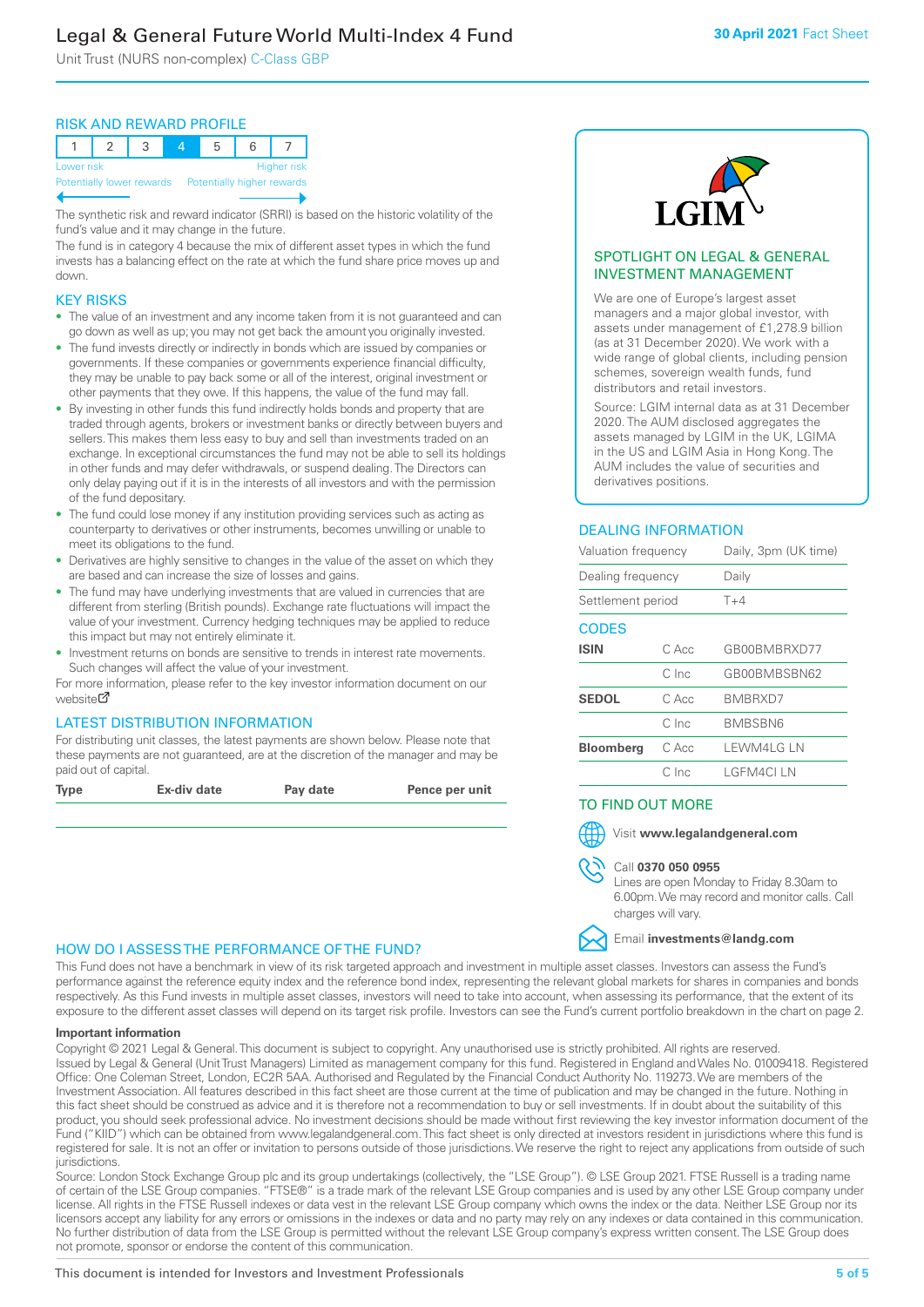# Legal & General Future World Multi-Index 4 Fund

Unit Trust (NURS non-complex) C-Class GBP

**30 April 2021** Fact Sheet

## RISK AND REWARD PROFILE

| 1 | 2 | 3 | 4 | 5 | 6 | 7 |
|---|---|---|---|---|---|---|

Lower risk — Higher risk

Potentially lower rewards — Potentially higher rewards

The synthetic risk and reward indicator (SRRI) is based on the historic volatility of the fund's value and it may change in the future.

The fund is in category 4 because the mix of different asset types in which the fund invests has a balancing effect on the rate at which the fund share price moves up and down.

## KEY RISKS

- The value of an investment and any income taken from it is not guaranteed and can go down as well as up; you may not get back the amount you originally invested.
- The fund invests directly or indirectly in bonds which are issued by companies or governments. If these companies or governments experience financial difficulty, they may be unable to pay back some or all of the interest, original investment or other payments that they owe. If this happens, the value of the fund may fall.
- By investing in other funds this fund indirectly holds bonds and property that are traded through agents, brokers or investment banks or directly between buyers and sellers. This makes them less easy to buy and sell than investments traded on an exchange. In exceptional circumstances the fund may not be able to sell its holdings in other funds and may defer withdrawals, or suspend dealing. The Directors can only delay paying out if it is in the interests of all investors and with the permission of the fund depositary.
- The fund could lose money if any institution providing services such as acting as counterparty to derivatives or other instruments, becomes unwilling or unable to meet its obligations to the fund.
- Derivatives are highly sensitive to changes in the value of the asset on which they are based and can increase the size of losses and gains.
- The fund may have underlying investments that are valued in currencies that are different from sterling (British pounds). Exchange rate fluctuations will impact the value of your investment. Currency hedging techniques may be applied to reduce this impact but may not entirely eliminate it.
- Investment returns on bonds are sensitive to trends in interest rate movements. Such changes will affect the value of your investment.

For more information, please refer to the key investor information document on our website

## LATEST DISTRIBUTION INFORMATION

For distributing unit classes, the latest payments are shown below. Please note that these payments are not guaranteed, are at the discretion of the manager and may be paid out of capital.

| Type | Ex-div date | Pay date | Pence per unit |
|---|---|---|---|

## SPOTLIGHT ON LEGAL & GENERAL INVESTMENT MANAGEMENT

We are one of Europe's largest asset managers and a major global investor, with assets under management of £1,278.9 billion (as at 31 December 2020). We work with a wide range of global clients, including pension schemes, sovereign wealth funds, fund distributors and retail investors.

Source: LGIM internal data as at 31 December 2020. The AUM disclosed aggregates the assets managed by LGIM in the UK, LGIMA in the US and LGIM Asia in Hong Kong. The AUM includes the value of securities and derivatives positions.

## DEALING INFORMATION

| | |
|---|---|
| Valuation frequency | Daily, 3pm (UK time) |
| Dealing frequency | Daily |
| Settlement period | T+4 |

## CODES

| | | |
|---|---|---|
| **ISIN** | C Acc | GB00BMBRXD77 |
| | C Inc | GB00BMBSBN62 |
| **SEDOL** | C Acc | BMBRXD7 |
| | C Inc | BMBSBN6 |
| **Bloomberg** | C Acc | LEWM4LG LN |
| | C Inc | LGFM4CI LN |

## TO FIND OUT MORE

Visit **www.legalandgeneral.com**

Call **0370 050 0955**
Lines are open Monday to Friday 8.30am to 6.00pm. We may record and monitor calls. Call charges will vary.

Email **investments@landg.com**

## HOW DO I ASSESS THE PERFORMANCE OF THE FUND?

This Fund does not have a benchmark in view of its risk targeted approach and investment in multiple asset classes. Investors can assess the Fund's performance against the reference equity index and the reference bond index, representing the relevant global markets for shares in companies and bonds respectively. As this Fund invests in multiple asset classes, investors will need to take into account, when assessing its performance, that the extent of its exposure to the different asset classes will depend on its target risk profile. Investors can see the Fund's current portfolio breakdown in the chart on page 2.

### Important information

Copyright © 2021 Legal & General. This document is subject to copyright. Any unauthorised use is strictly prohibited. All rights are reserved.

Issued by Legal & General (Unit Trust Managers) Limited as management company for this fund. Registered in England and Wales No. 01009418. Registered Office: One Coleman Street, London, EC2R 5AA. Authorised and Regulated by the Financial Conduct Authority No. 119273. We are members of the Investment Association. All features described in this fact sheet are those current at the time of publication and may be changed in the future. Nothing in this fact sheet should be construed as advice and it is therefore not a recommendation to buy or sell investments. If in doubt about the suitability of this product, you should seek professional advice. No investment decisions should be made without first reviewing the key investor information document of the Fund ("KIID") which can be obtained from www.legalandgeneral.com. This fact sheet is only directed at investors resident in jurisdictions where this fund is registered for sale. It is not an offer or invitation to persons outside of those jurisdictions. We reserve the right to reject any applications from outside of such jurisdictions.

Source: London Stock Exchange Group plc and its group undertakings (collectively, the "LSE Group"). © LSE Group 2021. FTSE Russell is a trading name of certain of the LSE Group companies. "FTSE®" is a trade mark of the relevant LSE Group companies and is used by any other LSE Group company under license. All rights in the FTSE Russell indexes or data vest in the relevant LSE Group company which owns the index or data. Neither LSE Group nor its licensors accept any liability for any errors or omissions in the indexes or data and no party may rely on any indexes or data contained in this communication. No further distribution of data from the LSE Group is permitted without the relevant LSE Group company's express written consent. The LSE Group does not promote, sponsor or endorse the content of this communication.

This document is intended for Investors and Investment Professionals